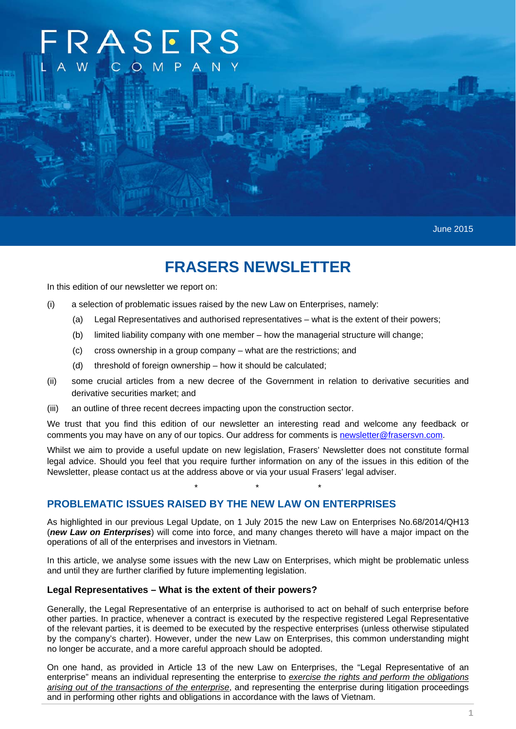FRASERS LAW COMPANY

June 2015

# FRASERS NEWSLETTER

In this edition of our newsletter we report on:

(i) a selection of problematic issues raised by the new Law on Enterprises, namely:

  (a) Legal Representatives and authorised representatives – what is the extent of their powers;

  (b) limited liability company with one member – how the managerial structure will change;

  (c) cross ownership in a group company – what are the restrictions; and

  (d) threshold of foreign ownership – how it should be calculated;

(ii) some crucial articles from a new decree of the Government in relation to derivative securities and derivative securities market; and

(iii) an outline of three recent decrees impacting upon the construction sector.

We trust that you find this edition of our newsletter an interesting read and welcome any feedback or comments you may have on any of our topics. Our address for comments is newsletter@frasersvn.com.

Whilst we aim to provide a useful update on new legislation, Frasers' Newsletter does not constitute formal legal advice. Should you feel that you require further information on any of the issues in this edition of the Newsletter, please contact us at the address above or via your usual Frasers' legal adviser.

\* \* \*

## PROBLEMATIC ISSUES RAISED BY THE NEW LAW ON ENTERPRISES

As highlighted in our previous Legal Update, on 1 July 2015 the new Law on Enterprises No.68/2014/QH13 (***new Law on Enterprises***) will come into force, and many changes thereto will have a major impact on the operations of all of the enterprises and investors in Vietnam.

In this article, we analyse some issues with the new Law on Enterprises, which might be problematic unless and until they are further clarified by future implementing legislation.

### Legal Representatives – What is the extent of their powers?

Generally, the Legal Representative of an enterprise is authorised to act on behalf of such enterprise before other parties. In practice, whenever a contract is executed by the respective registered Legal Representative of the relevant parties, it is deemed to be executed by the respective enterprises (unless otherwise stipulated by the company's charter). However, under the new Law on Enterprises, this common understanding might no longer be accurate, and a more careful approach should be adopted.

On one hand, as provided in Article 13 of the new Law on Enterprises, the "Legal Representative of an enterprise" means an individual representing the enterprise to *exercise the rights and perform the obligations arising out of the transactions of the enterprise*, and representing the enterprise during litigation proceedings and in performing other rights and obligations in accordance with the laws of Vietnam.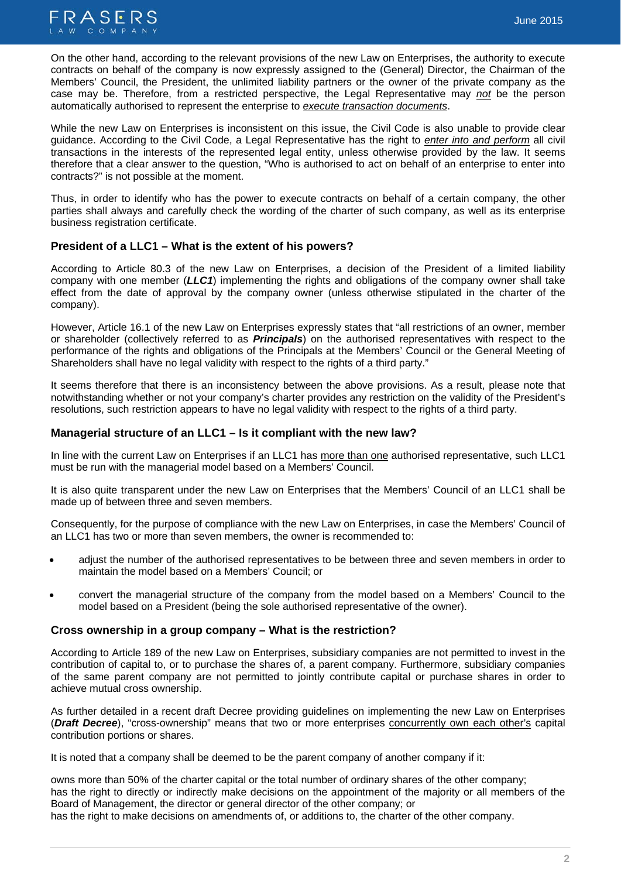On the other hand, according to the relevant provisions of the new Law on Enterprises, the authority to execute contracts on behalf of the company is now expressly assigned to the (General) Director, the Chairman of the Members' Council, the President, the unlimited liability partners or the owner of the private company as the case may be. Therefore, from a restricted perspective, the Legal Representative may *not* be the person automatically authorised to represent the enterprise to *execute transaction documents*.

While the new Law on Enterprises is inconsistent on this issue, the Civil Code is also unable to provide clear guidance. According to the Civil Code, a Legal Representative has the right to *enter into and perform* all civil transactions in the interests of the represented legal entity, unless otherwise provided by the law. It seems therefore that a clear answer to the question, "Who is authorised to act on behalf of an enterprise to enter into contracts?" is not possible at the moment.

Thus, in order to identify who has the power to execute contracts on behalf of a certain company, the other parties shall always and carefully check the wording of the charter of such company, as well as its enterprise business registration certificate.

### President of a LLC1 – What is the extent of his powers?

According to Article 80.3 of the new Law on Enterprises, a decision of the President of a limited liability company with one member (***LLC1***) implementing the rights and obligations of the company owner shall take effect from the date of approval by the company owner (unless otherwise stipulated in the charter of the company).

However, Article 16.1 of the new Law on Enterprises expressly states that "all restrictions of an owner, member or shareholder (collectively referred to as ***Principals***) on the authorised representatives with respect to the performance of the rights and obligations of the Principals at the Members' Council or the General Meeting of Shareholders shall have no legal validity with respect to the rights of a third party."

It seems therefore that there is an inconsistency between the above provisions. As a result, please note that notwithstanding whether or not your company's charter provides any restriction on the validity of the President's resolutions, such restriction appears to have no legal validity with respect to the rights of a third party.

### Managerial structure of an LLC1 – Is it compliant with the new law?

In line with the current Law on Enterprises if an LLC1 has more than one authorised representative, such LLC1 must be run with the managerial model based on a Members' Council.

It is also quite transparent under the new Law on Enterprises that the Members' Council of an LLC1 shall be made up of between three and seven members.

Consequently, for the purpose of compliance with the new Law on Enterprises, in case the Members' Council of an LLC1 has two or more than seven members, the owner is recommended to:

- adjust the number of the authorised representatives to be between three and seven members in order to maintain the model based on a Members' Council; or
- convert the managerial structure of the company from the model based on a Members' Council to the model based on a President (being the sole authorised representative of the owner).

### Cross ownership in a group company – What is the restriction?

According to Article 189 of the new Law on Enterprises, subsidiary companies are not permitted to invest in the contribution of capital to, or to purchase the shares of, a parent company. Furthermore, subsidiary companies of the same parent company are not permitted to jointly contribute capital or purchase shares in order to achieve mutual cross ownership.

As further detailed in a recent draft Decree providing guidelines on implementing the new Law on Enterprises (***Draft Decree***), "cross-ownership" means that two or more enterprises concurrently own each other's capital contribution portions or shares.

It is noted that a company shall be deemed to be the parent company of another company if it:

owns more than 50% of the charter capital or the total number of ordinary shares of the other company;
has the right to directly or indirectly make decisions on the appointment of the majority or all members of the Board of Management, the director or general director of the other company; or
has the right to make decisions on amendments of, or additions to, the charter of the other company.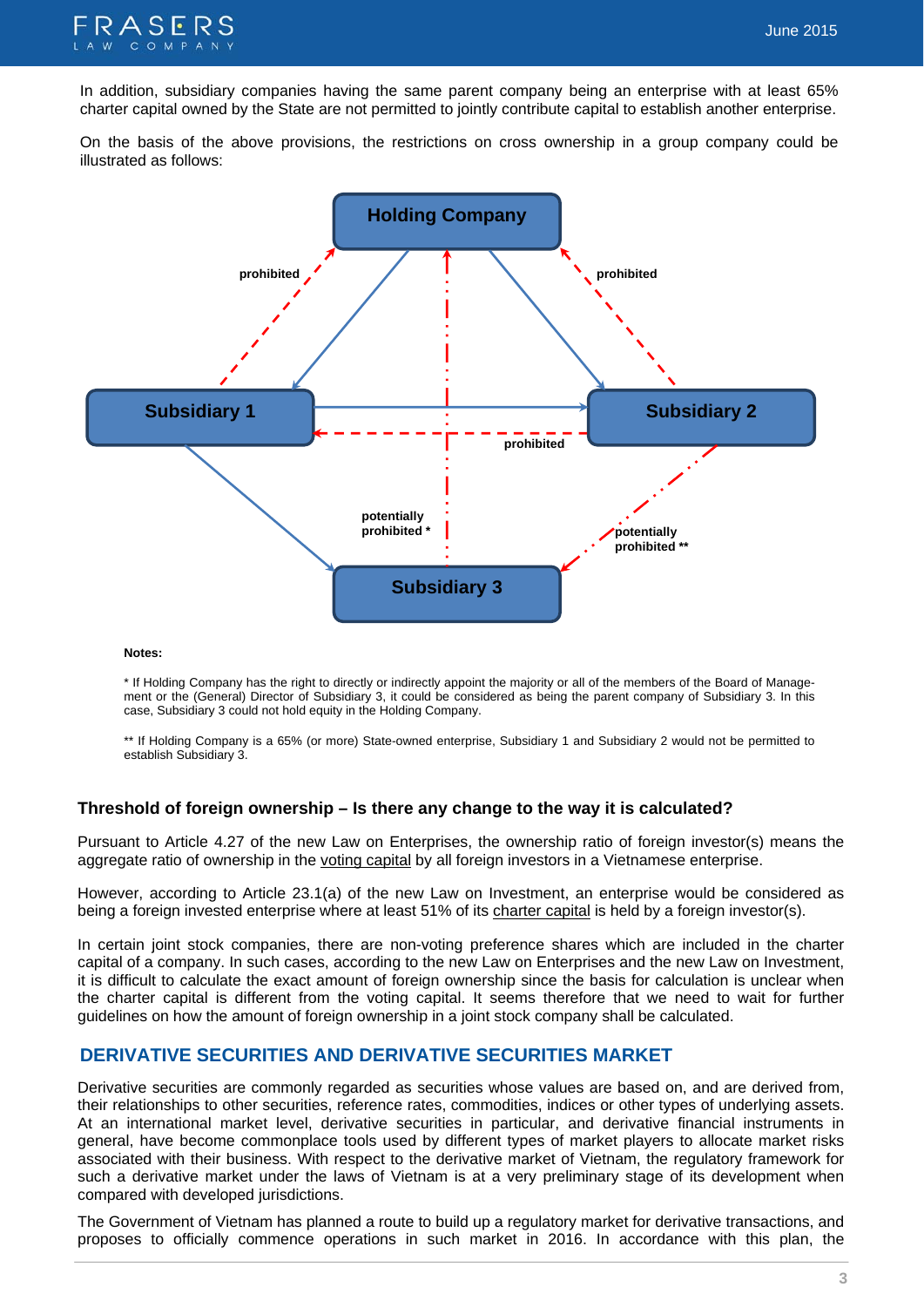In addition, subsidiary companies having the same parent company being an enterprise with at least 65% charter capital owned by the State are not permitted to jointly contribute capital to establish another enterprise.

On the basis of the above provisions, the restrictions on cross ownership in a group company could be illustrated as follows:

Holding Company

prohibited

prohibited

Subsidiary 1

Subsidiary 2

prohibited

potentially prohibited *

potentially prohibited **

Subsidiary 3

**Notes:**

* If Holding Company has the right to directly or indirectly appoint the majority or all of the members of the Board of Management or the (General) Director of Subsidiary 3, it could be considered as being the parent company of Subsidiary 3. In this case, Subsidiary 3 could not hold equity in the Holding Company.

** If Holding Company is a 65% (or more) State-owned enterprise, Subsidiary 1 and Subsidiary 2 would not be permitted to establish Subsidiary 3.

### Threshold of foreign ownership – Is there any change to the way it is calculated?

Pursuant to Article 4.27 of the new Law on Enterprises, the ownership ratio of foreign investor(s) means the aggregate ratio of ownership in the voting capital by all foreign investors in a Vietnamese enterprise.

However, according to Article 23.1(a) of the new Law on Investment, an enterprise would be considered as being a foreign invested enterprise where at least 51% of its charter capital is held by a foreign investor(s).

In certain joint stock companies, there are non-voting preference shares which are included in the charter capital of a company. In such cases, according to the new Law on Enterprises and the new Law on Investment, it is difficult to calculate the exact amount of foreign ownership since the basis for calculation is unclear when the charter capital is different from the voting capital. It seems therefore that we need to wait for further guidelines on how the amount of foreign ownership in a joint stock company shall be calculated.

## DERIVATIVE SECURITIES AND DERIVATIVE SECURITIES MARKET

Derivative securities are commonly regarded as securities whose values are based on, and are derived from, their relationships to other securities, reference rates, commodities, indices or other types of underlying assets. At an international market level, derivative securities in particular, and derivative financial instruments in general, have become commonplace tools used by different types of market players to allocate market risks associated with their business. With respect to the derivative market of Vietnam, the regulatory framework for such a derivative market under the laws of Vietnam is at a very preliminary stage of its development when compared with developed jurisdictions.

The Government of Vietnam has planned a route to build up a regulatory market for derivative transactions, and proposes to officially commence operations in such market in 2016. In accordance with this plan, the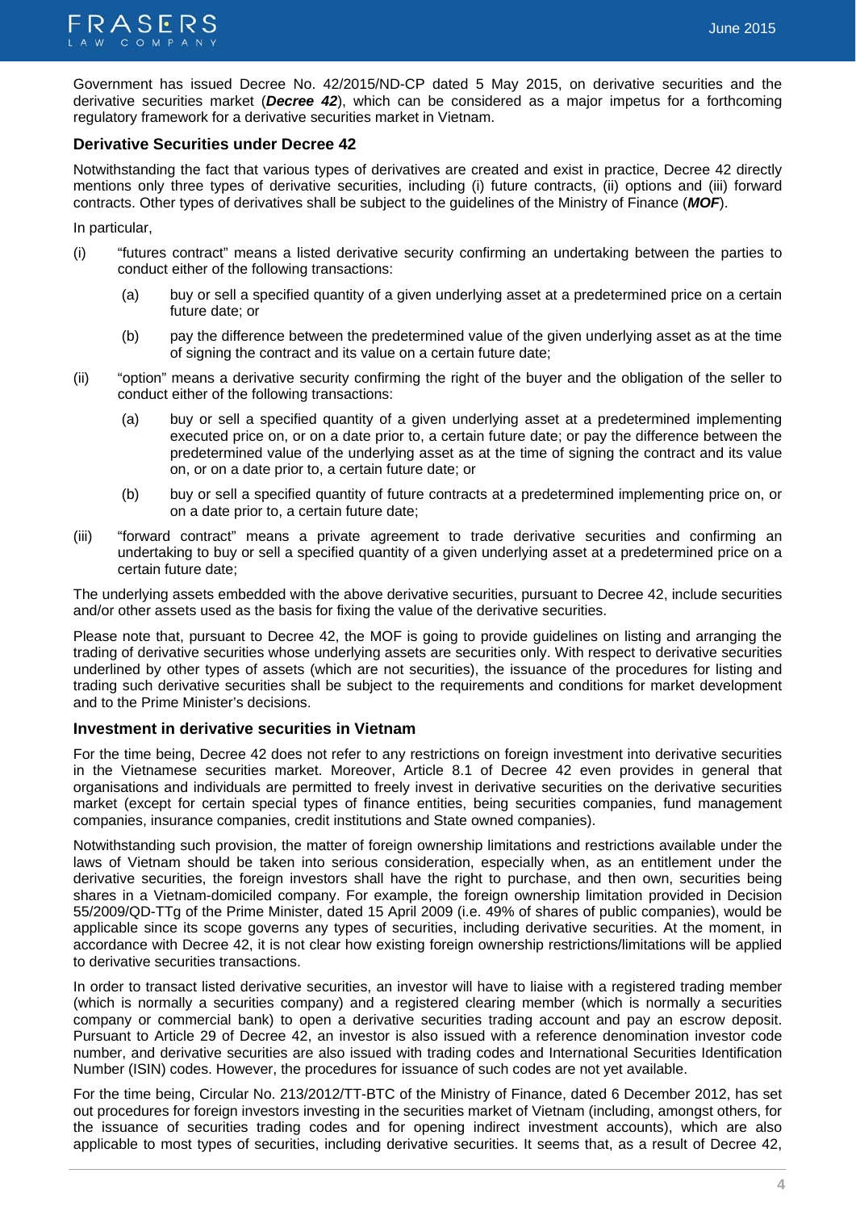Government has issued Decree No. 42/2015/ND-CP dated 5 May 2015, on derivative securities and the derivative securities market (***Decree 42***), which can be considered as a major impetus for a forthcoming regulatory framework for a derivative securities market in Vietnam.

### Derivative Securities under Decree 42

Notwithstanding the fact that various types of derivatives are created and exist in practice, Decree 42 directly mentions only three types of derivative securities, including (i) future contracts, (ii) options and (iii) forward contracts. Other types of derivatives shall be subject to the guidelines of the Ministry of Finance (***MOF***).

In particular,

(i) "futures contract" means a listed derivative security confirming an undertaking between the parties to conduct either of the following transactions:

  (a) buy or sell a specified quantity of a given underlying asset at a predetermined price on a certain future date; or

  (b) pay the difference between the predetermined value of the given underlying asset as at the time of signing the contract and its value on a certain future date;

(ii) "option" means a derivative security confirming the right of the buyer and the obligation of the seller to conduct either of the following transactions:

  (a) buy or sell a specified quantity of a given underlying asset at a predetermined implementing executed price on, or on a date prior to, a certain future date; or pay the difference between the predetermined value of the underlying asset as at the time of signing the contract and its value on, or on a date prior to, a certain future date; or

  (b) buy or sell a specified quantity of future contracts at a predetermined implementing price on, or on a date prior to, a certain future date;

(iii) "forward contract" means a private agreement to trade derivative securities and confirming an undertaking to buy or sell a specified quantity of a given underlying asset at a predetermined price on a certain future date;

The underlying assets embedded with the above derivative securities, pursuant to Decree 42, include securities and/or other assets used as the basis for fixing the value of the derivative securities.

Please note that, pursuant to Decree 42, the MOF is going to provide guidelines on listing and arranging the trading of derivative securities whose underlying assets are securities only. With respect to derivative securities underlined by other types of assets (which are not securities), the issuance of the procedures for listing and trading such derivative securities shall be subject to the requirements and conditions for market development and to the Prime Minister's decisions.

### Investment in derivative securities in Vietnam

For the time being, Decree 42 does not refer to any restrictions on foreign investment into derivative securities in the Vietnamese securities market. Moreover, Article 8.1 of Decree 42 even provides in general that organisations and individuals are permitted to freely invest in derivative securities on the derivative securities market (except for certain special types of finance entities, being securities companies, fund management companies, insurance companies, credit institutions and State owned companies).

Notwithstanding such provision, the matter of foreign ownership limitations and restrictions available under the laws of Vietnam should be taken into serious consideration, especially when, as an entitlement under the derivative securities, the foreign investors shall have the right to purchase, and then own, securities being shares in a Vietnam-domiciled company. For example, the foreign ownership limitation provided in Decision 55/2009/QD-TTg of the Prime Minister, dated 15 April 2009 (i.e. 49% of shares of public companies), would be applicable since its scope governs any types of securities, including derivative securities. At the moment, in accordance with Decree 42, it is not clear how existing foreign ownership restrictions/limitations will be applied to derivative securities transactions.

In order to transact listed derivative securities, an investor will have to liaise with a registered trading member (which is normally a securities company) and a registered clearing member (which is normally a securities company or commercial bank) to open a derivative securities trading account and pay an escrow deposit. Pursuant to Article 29 of Decree 42, an investor is also issued with a reference denomination investor code number, and derivative securities are also issued with trading codes and International Securities Identification Number (ISIN) codes. However, the procedures for issuance of such codes are not yet available.

For the time being, Circular No. 213/2012/TT-BTC of the Ministry of Finance, dated 6 December 2012, has set out procedures for foreign investors investing in the securities market of Vietnam (including, amongst others, for the issuance of securities trading codes and for opening indirect investment accounts), which are also applicable to most types of securities, including derivative securities. It seems that, as a result of Decree 42,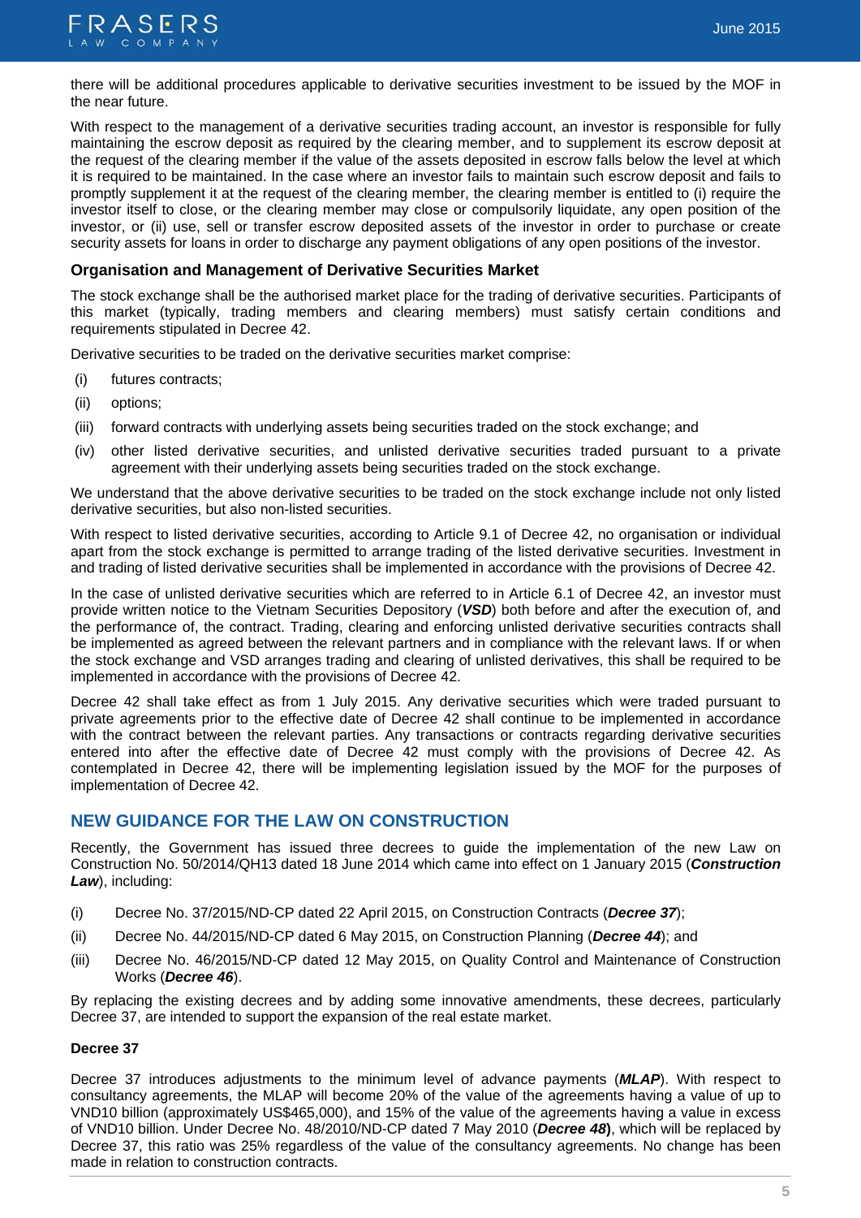there will be additional procedures applicable to derivative securities investment to be issued by the MOF in the near future.

With respect to the management of a derivative securities trading account, an investor is responsible for fully maintaining the escrow deposit as required by the clearing member, and to supplement its escrow deposit at the request of the clearing member if the value of the assets deposited in escrow falls below the level at which it is required to be maintained. In the case where an investor fails to maintain such escrow deposit and fails to promptly supplement it at the request of the clearing member, the clearing member is entitled to (i) require the investor itself to close, or the clearing member may close or compulsorily liquidate, any open position of the investor, or (ii) use, sell or transfer escrow deposited assets of the investor in order to purchase or create security assets for loans in order to discharge any payment obligations of any open positions of the investor.

### Organisation and Management of Derivative Securities Market

The stock exchange shall be the authorised market place for the trading of derivative securities. Participants of this market (typically, trading members and clearing members) must satisfy certain conditions and requirements stipulated in Decree 42.

Derivative securities to be traded on the derivative securities market comprise:

(i) futures contracts;

(ii) options;

(iii) forward contracts with underlying assets being securities traded on the stock exchange; and

(iv) other listed derivative securities, and unlisted derivative securities traded pursuant to a private agreement with their underlying assets being securities traded on the stock exchange.

We understand that the above derivative securities to be traded on the stock exchange include not only listed derivative securities, but also non-listed securities.

With respect to listed derivative securities, according to Article 9.1 of Decree 42, no organisation or individual apart from the stock exchange is permitted to arrange trading of the listed derivative securities. Investment in and trading of listed derivative securities shall be implemented in accordance with the provisions of Decree 42.

In the case of unlisted derivative securities which are referred to in Article 6.1 of Decree 42, an investor must provide written notice to the Vietnam Securities Depository (***VSD***) both before and after the execution of, and the performance of, the contract. Trading, clearing and enforcing unlisted derivative securities contracts shall be implemented as agreed between the relevant partners and in compliance with the relevant laws. If or when the stock exchange and VSD arranges trading and clearing of unlisted derivatives, this shall be required to be implemented in accordance with the provisions of Decree 42.

Decree 42 shall take effect as from 1 July 2015. Any derivative securities which were traded pursuant to private agreements prior to the effective date of Decree 42 shall continue to be implemented in accordance with the contract between the relevant parties. Any transactions or contracts regarding derivative securities entered into after the effective date of Decree 42 must comply with the provisions of Decree 42. As contemplated in Decree 42, there will be implementing legislation issued by the MOF for the purposes of implementation of Decree 42.

## NEW GUIDANCE FOR THE LAW ON CONSTRUCTION

Recently, the Government has issued three decrees to guide the implementation of the new Law on Construction No. 50/2014/QH13 dated 18 June 2014 which came into effect on 1 January 2015 (***Construction Law***), including:

(i) Decree No. 37/2015/ND-CP dated 22 April 2015, on Construction Contracts (***Decree 37***);

(ii) Decree No. 44/2015/ND-CP dated 6 May 2015, on Construction Planning (***Decree 44***); and

(iii) Decree No. 46/2015/ND-CP dated 12 May 2015, on Quality Control and Maintenance of Construction Works (***Decree 46***).

By replacing the existing decrees and by adding some innovative amendments, these decrees, particularly Decree 37, are intended to support the expansion of the real estate market.

#### Decree 37

Decree 37 introduces adjustments to the minimum level of advance payments (***MLAP***). With respect to consultancy agreements, the MLAP will become 20% of the value of the agreements having a value of up to VND10 billion (approximately US$465,000), and 15% of the value of the agreements having a value in excess of VND10 billion. Under Decree No. 48/2010/ND-CP dated 7 May 2010 (***Decree 48***), which will be replaced by Decree 37, this ratio was 25% regardless of the value of the consultancy agreements. No change has been made in relation to construction contracts.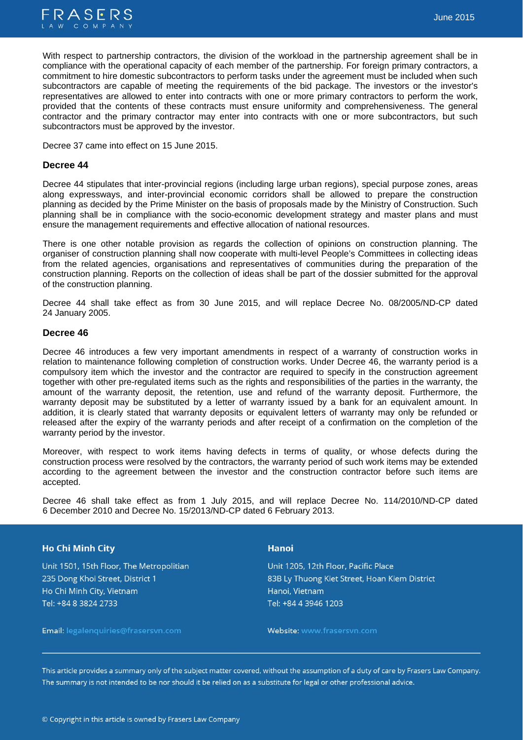With respect to partnership contractors, the division of the workload in the partnership agreement shall be in compliance with the operational capacity of each member of the partnership. For foreign primary contractors, a commitment to hire domestic subcontractors to perform tasks under the agreement must be included when such subcontractors are capable of meeting the requirements of the bid package. The investors or the investor's representatives are allowed to enter into contracts with one or more primary contractors to perform the work, provided that the contents of these contracts must ensure uniformity and comprehensiveness. The general contractor and the primary contractor may enter into contracts with one or more subcontractors, but such subcontractors must be approved by the investor.

Decree 37 came into effect on 15 June 2015.

### Decree 44

Decree 44 stipulates that inter-provincial regions (including large urban regions), special purpose zones, areas along expressways, and inter-provincial economic corridors shall be allowed to prepare the construction planning as decided by the Prime Minister on the basis of proposals made by the Ministry of Construction. Such planning shall be in compliance with the socio-economic development strategy and master plans and must ensure the management requirements and effective allocation of national resources.

There is one other notable provision as regards the collection of opinions on construction planning. The organiser of construction planning shall now cooperate with multi-level People's Committees in collecting ideas from the related agencies, organisations and representatives of communities during the preparation of the construction planning. Reports on the collection of ideas shall be part of the dossier submitted for the approval of the construction planning.

Decree 44 shall take effect as from 30 June 2015, and will replace Decree No. 08/2005/ND-CP dated 24 January 2005.

### Decree 46

Decree 46 introduces a few very important amendments in respect of a warranty of construction works in relation to maintenance following completion of construction works. Under Decree 46, the warranty period is a compulsory item which the investor and the contractor are required to specify in the construction agreement together with other pre-regulated items such as the rights and responsibilities of the parties in the warranty, the amount of the warranty deposit, the retention, use and refund of the warranty deposit. Furthermore, the warranty deposit may be substituted by a letter of warranty issued by a bank for an equivalent amount. In addition, it is clearly stated that warranty deposits or equivalent letters of warranty may only be refunded or released after the expiry of the warranty periods and after receipt of a confirmation on the completion of the warranty period by the investor.

Moreover, with respect to work items having defects in terms of quality, or whose defects during the construction process were resolved by the contractors, the warranty period of such work items may be extended according to the agreement between the investor and the construction contractor before such items are accepted.

Decree 46 shall take effect as from 1 July 2015, and will replace Decree No. 114/2010/ND-CP dated 6 December 2010 and Decree No. 15/2013/ND-CP dated 6 February 2013.

**Ho Chi Minh City**

Unit 1501, 15th Floor, The Metropolitan
235 Dong Khoi Street, District 1
Ho Chi Minh City, Vietnam
Tel: +84 8 3824 2733

**Hanoi**

Unit 1205, 12th Floor, Pacific Place
83B Ly Thuong Kiet Street, Hoan Kiem District
Hanoi, Vietnam
Tel: +84 4 3946 1203

Email: legalenquiries@frasersvn.com

Website: www.frasersvn.com

This article provides a summary only of the subject matter covered, without the assumption of a duty of care by Frasers Law Company. The summary is not intended to be nor should it be relied on as a substitute for legal or other professional advice.

© Copyright in this article is owned by Frasers Law Company